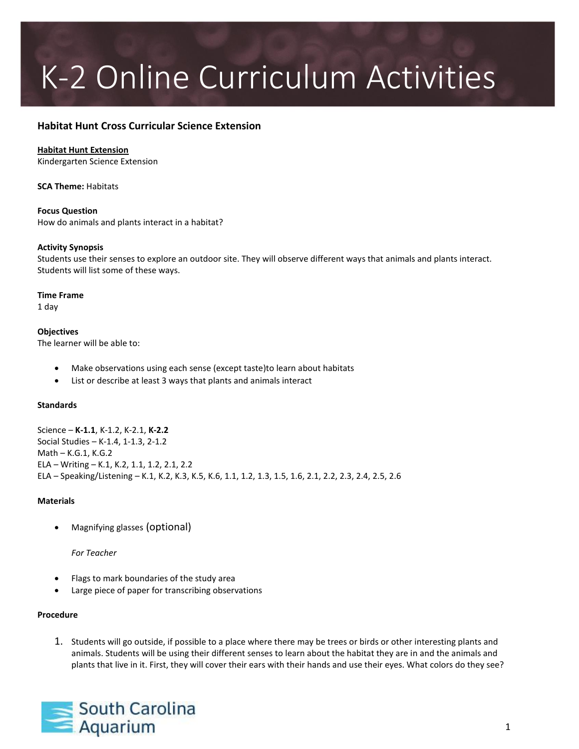# K-2 Online Curriculum Activities

## Habitat Hunt Cross Curricular Science Extension

**Habitat Hunt Extension**

Kindergarten Science Extension

**SCA Theme:** Habitats

**Focus Question**

How do animals and plants interact in a habitat?

**Activity Synopsis**

Students use their senses to explore an outdoor site. They will observe different ways that animals and plants interact. Students will list some of these ways.

**Time Frame**

1 day

**Objectives**

The learner will be able to:

- Make observations using each sense (except taste)to learn about habitats
- List or describe at least 3 ways that plants and animals interact

**Standards**

Science – **K-1.1**, K-1.2, K-2.1, **K-2.2**
Social Studies – K-1.4, 1-1.3, 2-1.2
Math – K.G.1, K.G.2
ELA – Writing – K.1, K.2, 1.1, 1.2, 2.1, 2.2
ELA – Speaking/Listening – K.1, K.2, K.3, K.5, K.6, 1.1, 1.2, 1.3, 1.5, 1.6, 2.1, 2.2, 2.3, 2.4, 2.5, 2.6

**Materials**

- Magnifying glasses (optional)

*For Teacher*

- Flags to mark boundaries of the study area
- Large piece of paper for transcribing observations

**Procedure**

1. Students will go outside, if possible to a place where there may be trees or birds or other interesting plants and animals. Students will be using their different senses to learn about the habitat they are in and the animals and plants that live in it. First, they will cover their ears with their hands and use their eyes. What colors do they see?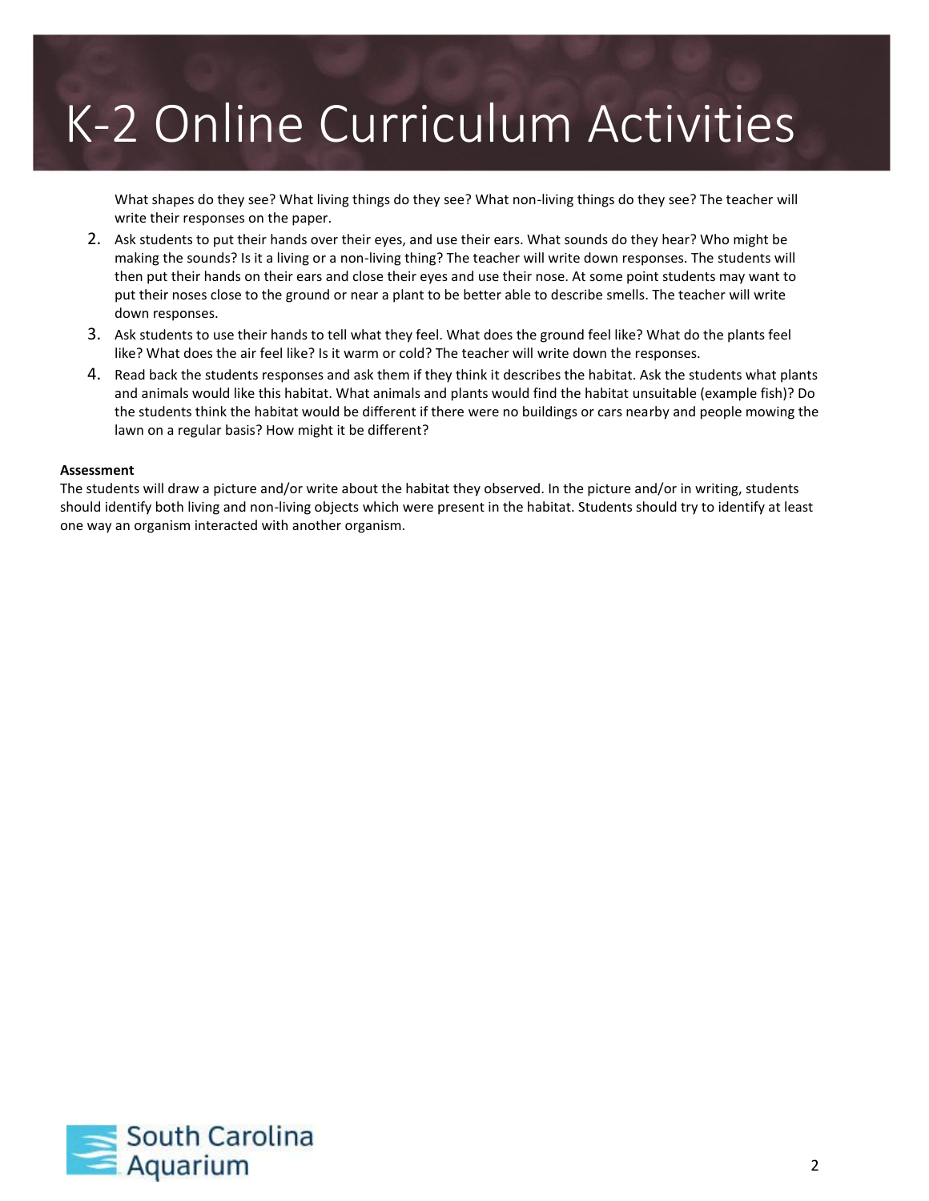What shapes do they see? What living things do they see? What non-living things do they see? The teacher will write their responses on the paper.

2. Ask students to put their hands over their eyes, and use their ears. What sounds do they hear? Who might be making the sounds? Is it a living or a non-living thing? The teacher will write down responses. The students will then put their hands on their ears and close their eyes and use their nose. At some point students may want to put their noses close to the ground or near a plant to be better able to describe smells. The teacher will write down responses.
3. Ask students to use their hands to tell what they feel. What does the ground feel like? What do the plants feel like? What does the air feel like? Is it warm or cold? The teacher will write down the responses.
4. Read back the students responses and ask them if they think it describes the habitat. Ask the students what plants and animals would like this habitat. What animals and plants would find the habitat unsuitable (example fish)? Do the students think the habitat would be different if there were no buildings or cars nearby and people mowing the lawn on a regular basis? How might it be different?

**Assessment**

The students will draw a picture and/or write about the habitat they observed. In the picture and/or in writing, students should identify both living and non-living objects which were present in the habitat. Students should try to identify at least one way an organism interacted with another organism.